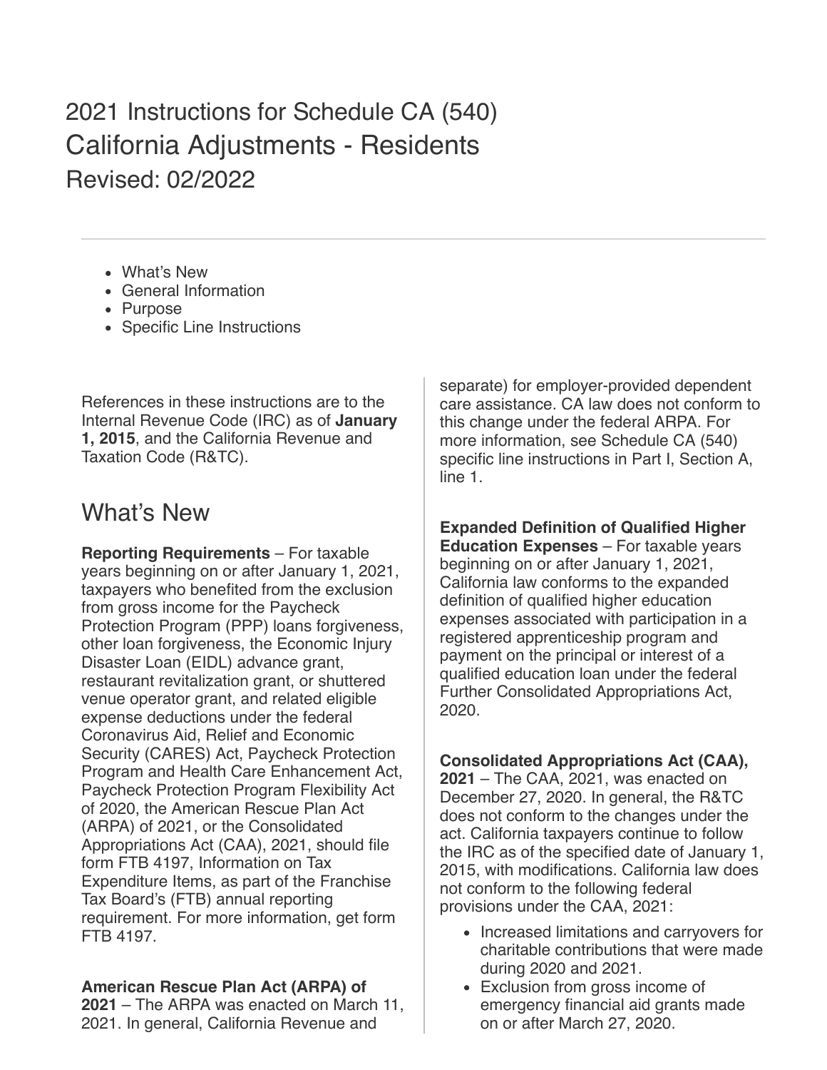# 2021 Instructions for Schedule CA (540)

## California Adjustments - Residents

Revised: 02/2022

- What's New
- General Information
- Purpose
- Specific Line Instructions

References in these instructions are to the Internal Revenue Code (IRC) as of **January 1, 2015**, and the California Revenue and Taxation Code (R&TC).

## What's New

**Reporting Requirements** – For taxable years beginning on or after January 1, 2021, taxpayers who benefited from the exclusion from gross income for the Paycheck Protection Program (PPP) loans forgiveness, other loan forgiveness, the Economic Injury Disaster Loan (EIDL) advance grant, restaurant revitalization grant, or shuttered venue operator grant, and related eligible expense deductions under the federal Coronavirus Aid, Relief and Economic Security (CARES) Act, Paycheck Protection Program and Health Care Enhancement Act, Paycheck Protection Program Flexibility Act of 2020, the American Rescue Plan Act (ARPA) of 2021, or the Consolidated Appropriations Act (CAA), 2021, should file form FTB 4197, Information on Tax Expenditure Items, as part of the Franchise Tax Board's (FTB) annual reporting requirement. For more information, get form FTB 4197.

**American Rescue Plan Act (ARPA) of 2021** – The ARPA was enacted on March 11, 2021. In general, California Revenue and separate) for employer-provided dependent care assistance. CA law does not conform to this change under the federal ARPA. For more information, see Schedule CA (540) specific line instructions in Part I, Section A, line 1.

**Expanded Definition of Qualified Higher Education Expenses** – For taxable years beginning on or after January 1, 2021, California law conforms to the expanded definition of qualified higher education expenses associated with participation in a registered apprenticeship program and payment on the principal or interest of a qualified education loan under the federal Further Consolidated Appropriations Act, 2020.

**Consolidated Appropriations Act (CAA), 2021** – The CAA, 2021, was enacted on December 27, 2020. In general, the R&TC does not conform to the changes under the act. California taxpayers continue to follow the IRC as of the specified date of January 1, 2015, with modifications. California law does not conform to the following federal provisions under the CAA, 2021:

- Increased limitations and carryovers for charitable contributions that were made during 2020 and 2021.
- Exclusion from gross income of emergency financial aid grants made on or after March 27, 2020.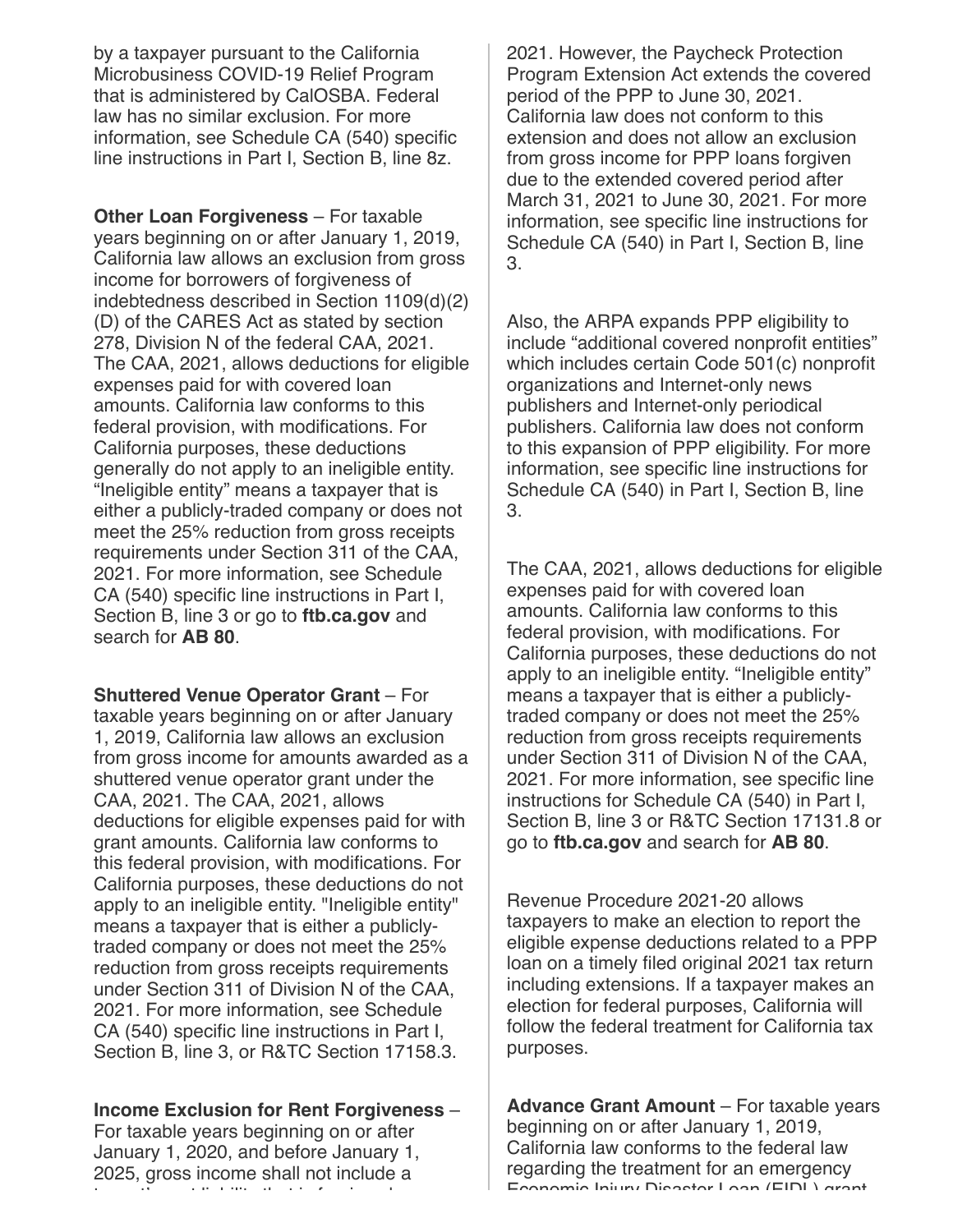by a taxpayer pursuant to the California Microbusiness COVID-19 Relief Program that is administered by CalOSBA. Federal law has no similar exclusion. For more information, see Schedule CA (540) specific line instructions in Part I, Section B, line 8z.

**Other Loan Forgiveness** – For taxable years beginning on or after January 1, 2019, California law allows an exclusion from gross income for borrowers of forgiveness of indebtedness described in Section 1109(d)(2)(D) of the CARES Act as stated by section 278, Division N of the federal CAA, 2021. The CAA, 2021, allows deductions for eligible expenses paid for with covered loan amounts. California law conforms to this federal provision, with modifications. For California purposes, these deductions generally do not apply to an ineligible entity. "Ineligible entity" means a taxpayer that is either a publicly-traded company or does not meet the 25% reduction from gross receipts requirements under Section 311 of the CAA, 2021. For more information, see Schedule CA (540) specific line instructions in Part I, Section B, line 3 or go to **ftb.ca.gov** and search for **AB 80**.

**Shuttered Venue Operator Grant** – For taxable years beginning on or after January 1, 2019, California law allows an exclusion from gross income for amounts awarded as a shuttered venue operator grant under the CAA, 2021. The CAA, 2021, allows deductions for eligible expenses paid for with grant amounts. California law conforms to this federal provision, with modifications. For California purposes, these deductions do not apply to an ineligible entity. "Ineligible entity" means a taxpayer that is either a publicly-traded company or does not meet the 25% reduction from gross receipts requirements under Section 311 of Division N of the CAA, 2021. For more information, see Schedule CA (540) specific line instructions in Part I, Section B, line 3, or R&TC Section 17158.3.

**Income Exclusion for Rent Forgiveness** – For taxable years beginning on or after January 1, 2020, and before January 1, 2025, gross income shall not include a

2021. However, the Paycheck Protection Program Extension Act extends the covered period of the PPP to June 30, 2021. California law does not conform to this extension and does not allow an exclusion from gross income for PPP loans forgiven due to the extended covered period after March 31, 2021 to June 30, 2021. For more information, see specific line instructions for Schedule CA (540) in Part I, Section B, line 3.

Also, the ARPA expands PPP eligibility to include "additional covered nonprofit entities" which includes certain Code 501(c) nonprofit organizations and Internet-only news publishers and Internet-only periodical publishers. California law does not conform to this expansion of PPP eligibility. For more information, see specific line instructions for Schedule CA (540) in Part I, Section B, line 3.

The CAA, 2021, allows deductions for eligible expenses paid for with covered loan amounts. California law conforms to this federal provision, with modifications. For California purposes, these deductions do not apply to an ineligible entity. "Ineligible entity" means a taxpayer that is either a publicly-traded company or does not meet the 25% reduction from gross receipts requirements under Section 311 of Division N of the CAA, 2021. For more information, see specific line instructions for Schedule CA (540) in Part I, Section B, line 3 or R&TC Section 17131.8 or go to **ftb.ca.gov** and search for **AB 80**.

Revenue Procedure 2021-20 allows taxpayers to make an election to report the eligible expense deductions related to a PPP loan on a timely filed original 2021 tax return including extensions. If a taxpayer makes an election for federal purposes, California will follow the federal treatment for California tax purposes.

**Advance Grant Amount** – For taxable years beginning on or after January 1, 2019, California law conforms to the federal law regarding the treatment for an emergency Economic Injury Disaster Loan (EIDL) grant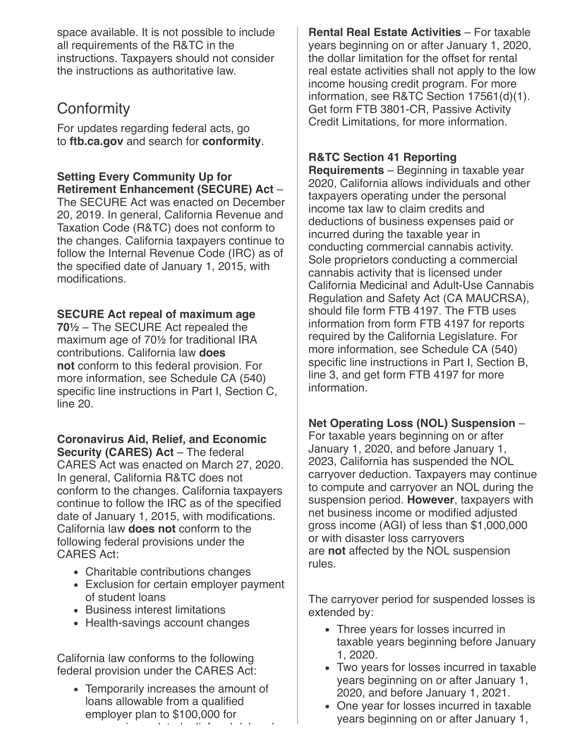space available. It is not possible to include all requirements of the R&TC in the instructions. Taxpayers should not consider the instructions as authoritative law.

## Conformity

For updates regarding federal acts, go to **ftb.ca.gov** and search for **conformity**.

**Setting Every Community Up for Retirement Enhancement (SECURE) Act** – The SECURE Act was enacted on December 20, 2019. In general, California Revenue and Taxation Code (R&TC) does not conform to the changes. California taxpayers continue to follow the Internal Revenue Code (IRC) as of the specified date of January 1, 2015, with modifications.

**SECURE Act repeal of maximum age 70½** – The SECURE Act repealed the maximum age of 70½ for traditional IRA contributions. California law **does not** conform to this federal provision. For more information, see Schedule CA (540) specific line instructions in Part I, Section C, line 20.

**Coronavirus Aid, Relief, and Economic Security (CARES) Act** – The federal CARES Act was enacted on March 27, 2020. In general, California R&TC does not conform to the changes. California taxpayers continue to follow the IRC as of the specified date of January 1, 2015, with modifications. California law **does not** conform to the following federal provisions under the CARES Act:

- Charitable contributions changes
- Exclusion for certain employer payment of student loans
- Business interest limitations
- Health-savings account changes

California law conforms to the following federal provision under the CARES Act:

- Temporarily increases the amount of loans allowable from a qualified employer plan to $100,000 for

**Rental Real Estate Activities** – For taxable years beginning on or after January 1, 2020, the dollar limitation for the offset for rental real estate activities shall not apply to the low income housing credit program. For more information, see R&TC Section 17561(d)(1). Get form FTB 3801-CR, Passive Activity Credit Limitations, for more information.

**R&TC Section 41 Reporting Requirements** – Beginning in taxable year 2020, California allows individuals and other taxpayers operating under the personal income tax law to claim credits and deductions of business expenses paid or incurred during the taxable year in conducting commercial cannabis activity. Sole proprietors conducting a commercial cannabis activity that is licensed under California Medicinal and Adult-Use Cannabis Regulation and Safety Act (CA MAUCRSA), should file form FTB 4197. The FTB uses information from form FTB 4197 for reports required by the California Legislature. For more information, see Schedule CA (540) specific line instructions in Part I, Section B, line 3, and get form FTB 4197 for more information.

**Net Operating Loss (NOL) Suspension** – For taxable years beginning on or after January 1, 2020, and before January 1, 2023, California has suspended the NOL carryover deduction. Taxpayers may continue to compute and carryover an NOL during the suspension period. **However**, taxpayers with net business income or modified adjusted gross income (AGI) of less than $1,000,000 or with disaster loss carryovers are **not** affected by the NOL suspension rules.

The carryover period for suspended losses is extended by:

- Three years for losses incurred in taxable years beginning before January 1, 2020.
- Two years for losses incurred in taxable years beginning on or after January 1, 2020, and before January 1, 2021.
- One year for losses incurred in taxable years beginning on or after January 1,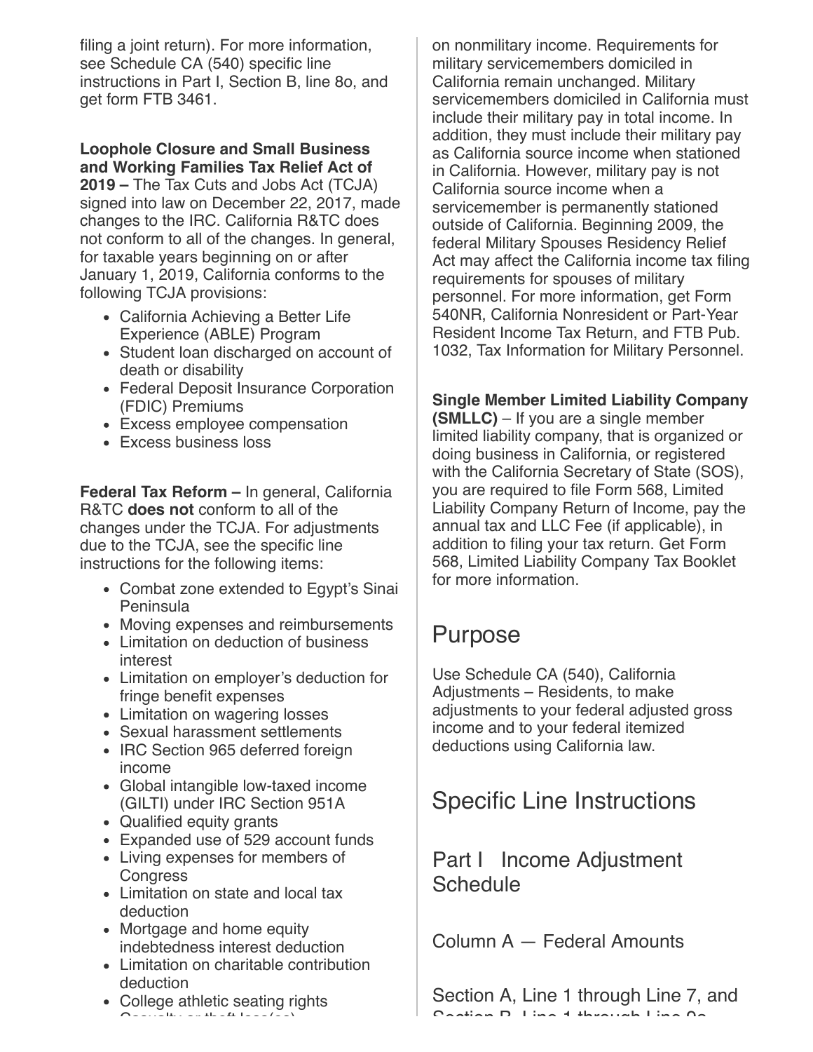filing a joint return). For more information, see Schedule CA (540) specific line instructions in Part I, Section B, line 8o, and get form FTB 3461.

**Loophole Closure and Small Business and Working Families Tax Relief Act of 2019 –** The Tax Cuts and Jobs Act (TCJA) signed into law on December 22, 2017, made changes to the IRC. California R&TC does not conform to all of the changes. In general, for taxable years beginning on or after January 1, 2019, California conforms to the following TCJA provisions:

- California Achieving a Better Life Experience (ABLE) Program
- Student loan discharged on account of death or disability
- Federal Deposit Insurance Corporation (FDIC) Premiums
- Excess employee compensation
- Excess business loss

**Federal Tax Reform –** In general, California R&TC **does not** conform to all of the changes under the TCJA. For adjustments due to the TCJA, see the specific line instructions for the following items:

- Combat zone extended to Egypt's Sinai Peninsula
- Moving expenses and reimbursements
- Limitation on deduction of business interest
- Limitation on employer's deduction for fringe benefit expenses
- Limitation on wagering losses
- Sexual harassment settlements
- IRC Section 965 deferred foreign income
- Global intangible low-taxed income (GILTI) under IRC Section 951A
- Qualified equity grants
- Expanded use of 529 account funds
- Living expenses for members of Congress
- Limitation on state and local tax deduction
- Mortgage and home equity indebtedness interest deduction
- Limitation on charitable contribution deduction
- College athletic seating rights
- Casualty or theft loss(es)

on nonmilitary income. Requirements for military servicemembers domiciled in California remain unchanged. Military servicemembers domiciled in California must include their military pay in total income. In addition, they must include their military pay as California source income when stationed in California. However, military pay is not California source income when a servicemember is permanently stationed outside of California. Beginning 2009, the federal Military Spouses Residency Relief Act may affect the California income tax filing requirements for spouses of military personnel. For more information, get Form 540NR, California Nonresident or Part-Year Resident Income Tax Return, and FTB Pub. 1032, Tax Information for Military Personnel.

**Single Member Limited Liability Company (SMLLC)** – If you are a single member limited liability company, that is organized or doing business in California, or registered with the California Secretary of State (SOS), you are required to file Form 568, Limited Liability Company Return of Income, pay the annual tax and LLC Fee (if applicable), in addition to filing your tax return. Get Form 568, Limited Liability Company Tax Booklet for more information.

# Purpose

Use Schedule CA (540), California Adjustments – Residents, to make adjustments to your federal adjusted gross income and to your federal itemized deductions using California law.

# Specific Line Instructions

## Part I Income Adjustment Schedule

### Column A — Federal Amounts

### Section A, Line 1 through Line 7, and Section B, Line 1 through Line 9a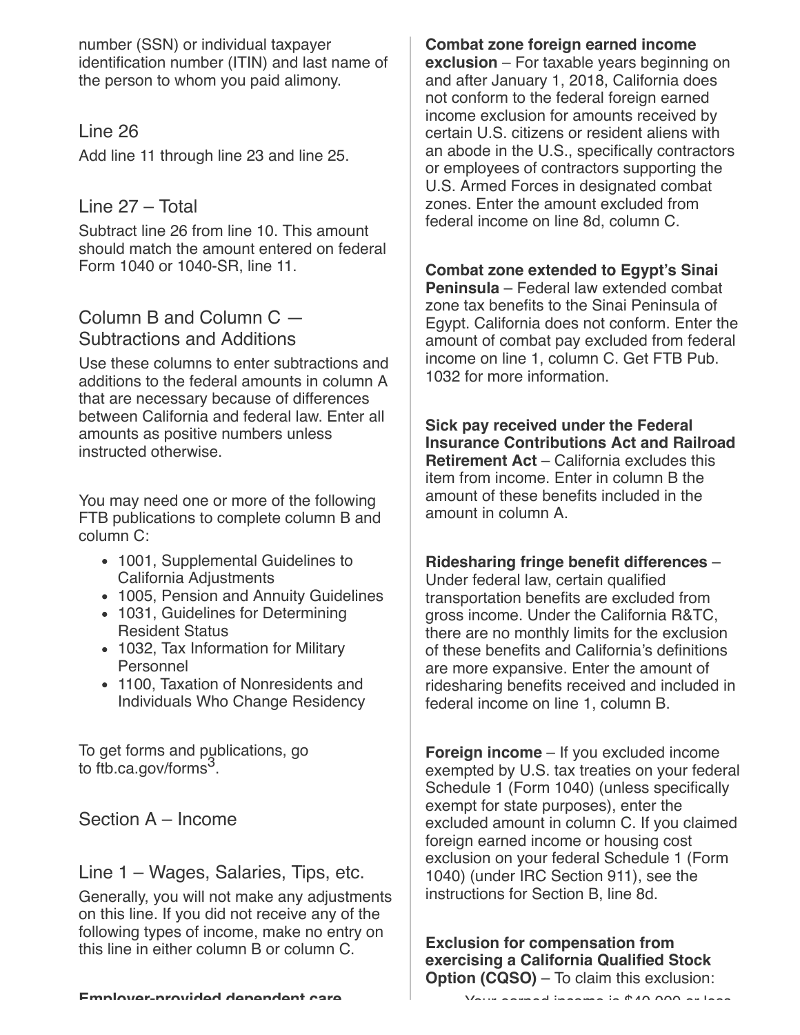number (SSN) or individual taxpayer identification number (ITIN) and last name of the person to whom you paid alimony.

### Line 26

Add line 11 through line 23 and line 25.

### Line 27 – Total

Subtract line 26 from line 10. This amount should match the amount entered on federal Form 1040 or 1040-SR, line 11.

## Column B and Column C — Subtractions and Additions

Use these columns to enter subtractions and additions to the federal amounts in column A that are necessary because of differences between California and federal law. Enter all amounts as positive numbers unless instructed otherwise.

You may need one or more of the following FTB publications to complete column B and column C:

- 1001, Supplemental Guidelines to California Adjustments
- 1005, Pension and Annuity Guidelines
- 1031, Guidelines for Determining Resident Status
- 1032, Tax Information for Military Personnel
- 1100, Taxation of Nonresidents and Individuals Who Change Residency

To get forms and publications, go to ftb.ca.gov/forms[3].

## Section A – Income

### Line 1 – Wages, Salaries, Tips, etc.

Generally, you will not make any adjustments on this line. If you did not receive any of the following types of income, make no entry on this line in either column B or column C.

**Employer-provided dependent care**

**Combat zone foreign earned income exclusion** – For taxable years beginning on and after January 1, 2018, California does not conform to the federal foreign earned income exclusion for amounts received by certain U.S. citizens or resident aliens with an abode in the U.S., specifically contractors or employees of contractors supporting the U.S. Armed Forces in designated combat zones. Enter the amount excluded from federal income on line 8d, column C.

**Combat zone extended to Egypt's Sinai Peninsula** – Federal law extended combat zone tax benefits to the Sinai Peninsula of Egypt. California does not conform. Enter the amount of combat pay excluded from federal income on line 1, column C. Get FTB Pub. 1032 for more information.

**Sick pay received under the Federal Insurance Contributions Act and Railroad Retirement Act** – California excludes this item from income. Enter in column B the amount of these benefits included in the amount in column A.

**Ridesharing fringe benefit differences** – Under federal law, certain qualified transportation benefits are excluded from gross income. Under the California R&TC, there are no monthly limits for the exclusion of these benefits and California's definitions are more expansive. Enter the amount of ridesharing benefits received and included in federal income on line 1, column B.

**Foreign income** – If you excluded income exempted by U.S. tax treaties on your federal Schedule 1 (Form 1040) (unless specifically exempt for state purposes), enter the excluded amount in column C. If you claimed foreign earned income or housing cost exclusion on your federal Schedule 1 (Form 1040) (under IRC Section 911), see the instructions for Section B, line 8d.

**Exclusion for compensation from exercising a California Qualified Stock Option (CQSO)** – To claim this exclusion:

- Your earned income is $40,000 or less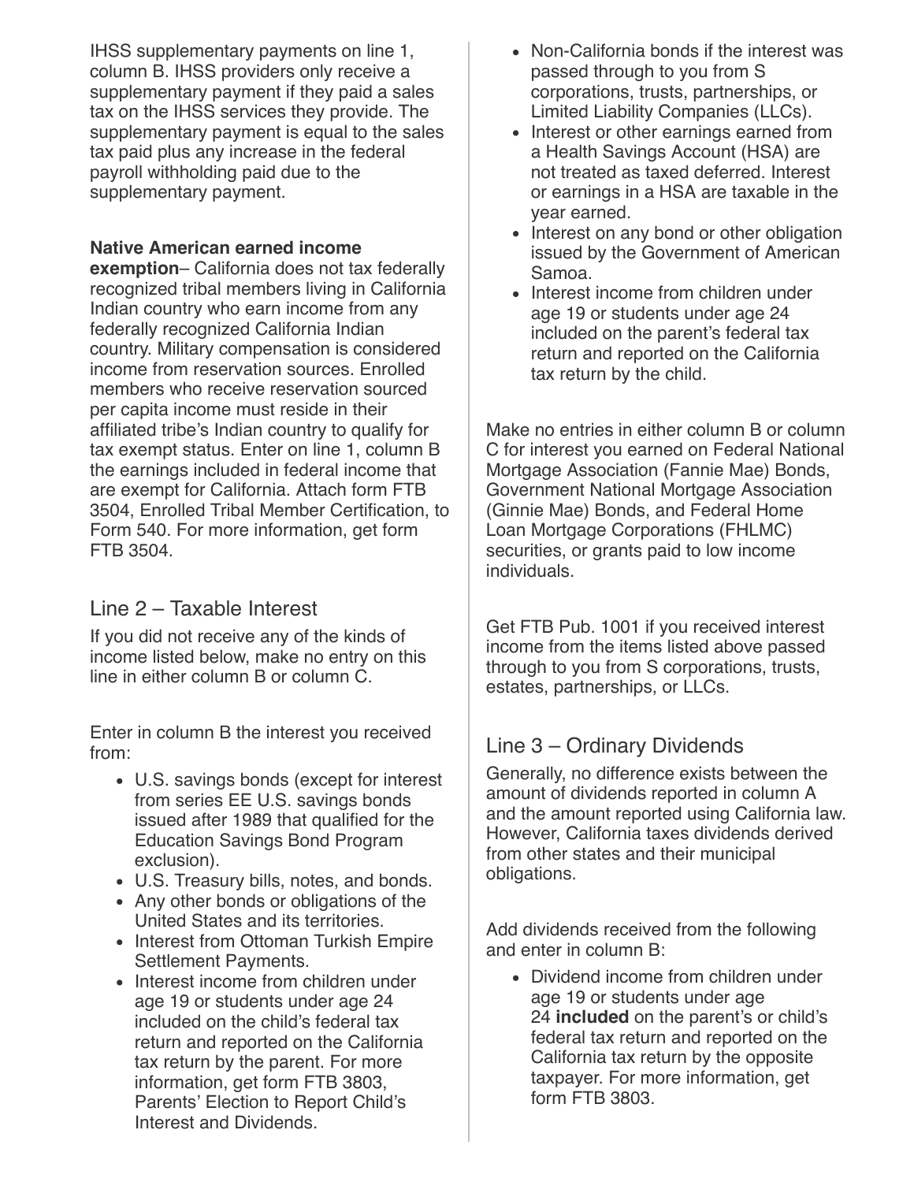IHSS supplementary payments on line 1, column B. IHSS providers only receive a supplementary payment if they paid a sales tax on the IHSS services they provide. The supplementary payment is equal to the sales tax paid plus any increase in the federal payroll withholding paid due to the supplementary payment.

**Native American earned income exemption**– California does not tax federally recognized tribal members living in California Indian country who earn income from any federally recognized California Indian country. Military compensation is considered income from reservation sources. Enrolled members who receive reservation sourced per capita income must reside in their affiliated tribe's Indian country to qualify for tax exempt status. Enter on line 1, column B the earnings included in federal income that are exempt for California. Attach form FTB 3504, Enrolled Tribal Member Certification, to Form 540. For more information, get form FTB 3504.

## Line 2 – Taxable Interest

If you did not receive any of the kinds of income listed below, make no entry on this line in either column B or column C.

Enter in column B the interest you received from:

- U.S. savings bonds (except for interest from series EE U.S. savings bonds issued after 1989 that qualified for the Education Savings Bond Program exclusion).
- U.S. Treasury bills, notes, and bonds.
- Any other bonds or obligations of the United States and its territories.
- Interest from Ottoman Turkish Empire Settlement Payments.
- Interest income from children under age 19 or students under age 24 included on the child's federal tax return and reported on the California tax return by the parent. For more information, get form FTB 3803, Parents' Election to Report Child's Interest and Dividends.
- Non-California bonds if the interest was passed through to you from S corporations, trusts, partnerships, or Limited Liability Companies (LLCs).
- Interest or other earnings earned from a Health Savings Account (HSA) are not treated as taxed deferred. Interest or earnings in a HSA are taxable in the year earned.
- Interest on any bond or other obligation issued by the Government of American Samoa.
- Interest income from children under age 19 or students under age 24 included on the parent's federal tax return and reported on the California tax return by the child.

Make no entries in either column B or column C for interest you earned on Federal National Mortgage Association (Fannie Mae) Bonds, Government National Mortgage Association (Ginnie Mae) Bonds, and Federal Home Loan Mortgage Corporations (FHLMC) securities, or grants paid to low income individuals.

Get FTB Pub. 1001 if you received interest income from the items listed above passed through to you from S corporations, trusts, estates, partnerships, or LLCs.

## Line 3 – Ordinary Dividends

Generally, no difference exists between the amount of dividends reported in column A and the amount reported using California law. However, California taxes dividends derived from other states and their municipal obligations.

Add dividends received from the following and enter in column B:

- Dividend income from children under age 19 or students under age 24 **included** on the parent's or child's federal tax return and reported on the California tax return by the opposite taxpayer. For more information, get form FTB 3803.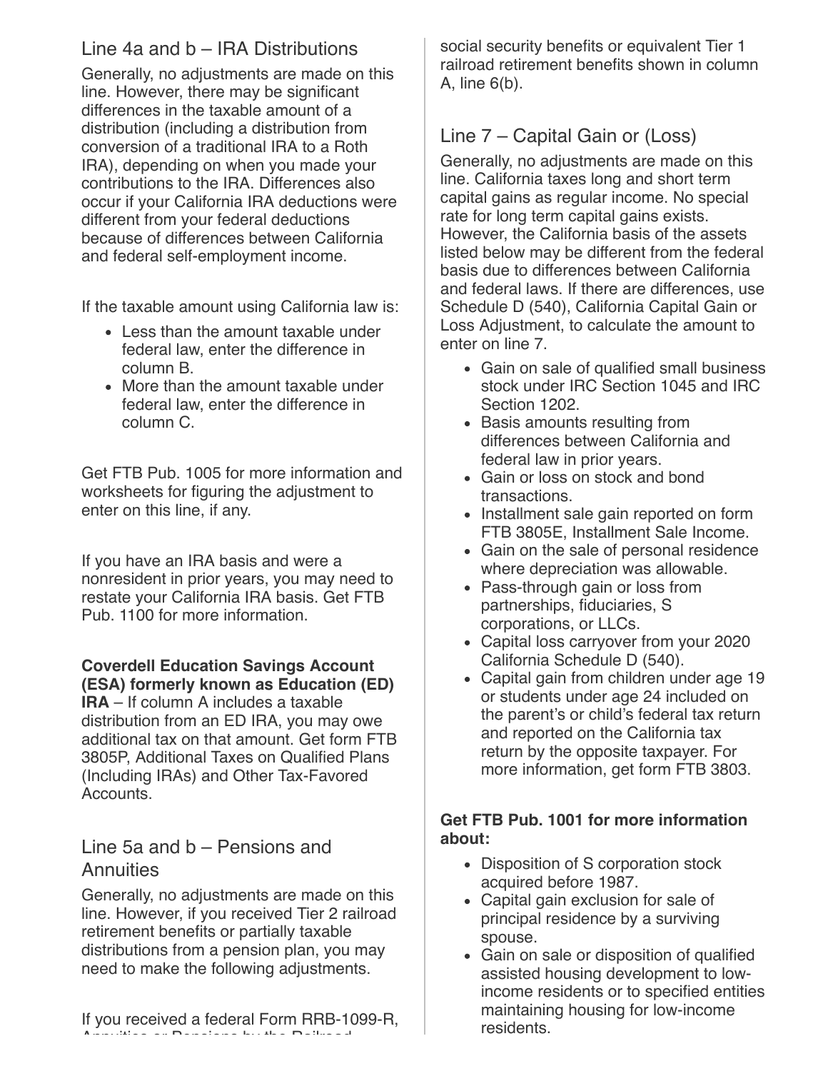## Line 4a and b – IRA Distributions

Generally, no adjustments are made on this line. However, there may be significant differences in the taxable amount of a distribution (including a distribution from conversion of a traditional IRA to a Roth IRA), depending on when you made your contributions to the IRA. Differences also occur if your California IRA deductions were different from your federal deductions because of differences between California and federal self-employment income.

If the taxable amount using California law is:

- Less than the amount taxable under federal law, enter the difference in column B.
- More than the amount taxable under federal law, enter the difference in column C.

Get FTB Pub. 1005 for more information and worksheets for figuring the adjustment to enter on this line, if any.

If you have an IRA basis and were a nonresident in prior years, you may need to restate your California IRA basis. Get FTB Pub. 1100 for more information.

**Coverdell Education Savings Account (ESA) formerly known as Education (ED) IRA** – If column A includes a taxable distribution from an ED IRA, you may owe additional tax on that amount. Get form FTB 3805P, Additional Taxes on Qualified Plans (Including IRAs) and Other Tax-Favored Accounts.

## Line 5a and b – Pensions and Annuities

Generally, no adjustments are made on this line. However, if you received Tier 2 railroad retirement benefits or partially taxable distributions from a pension plan, you may need to make the following adjustments.

If you received a federal Form RRB-1099-R, Annuities or Pensions by the Railroad social security benefits or equivalent Tier 1 railroad retirement benefits shown in column A, line 6(b).

## Line 7 – Capital Gain or (Loss)

Generally, no adjustments are made on this line. California taxes long and short term capital gains as regular income. No special rate for long term capital gains exists. However, the California basis of the assets listed below may be different from the federal basis due to differences between California and federal laws. If there are differences, use Schedule D (540), California Capital Gain or Loss Adjustment, to calculate the amount to enter on line 7.

- Gain on sale of qualified small business stock under IRC Section 1045 and IRC Section 1202.
- Basis amounts resulting from differences between California and federal law in prior years.
- Gain or loss on stock and bond transactions.
- Installment sale gain reported on form FTB 3805E, Installment Sale Income.
- Gain on the sale of personal residence where depreciation was allowable.
- Pass-through gain or loss from partnerships, fiduciaries, S corporations, or LLCs.
- Capital loss carryover from your 2020 California Schedule D (540).
- Capital gain from children under age 19 or students under age 24 included on the parent's or child's federal tax return and reported on the California tax return by the opposite taxpayer. For more information, get form FTB 3803.

**Get FTB Pub. 1001 for more information about:**

- Disposition of S corporation stock acquired before 1987.
- Capital gain exclusion for sale of principal residence by a surviving spouse.
- Gain on sale or disposition of qualified assisted housing development to low-income residents or to specified entities maintaining housing for low-income residents.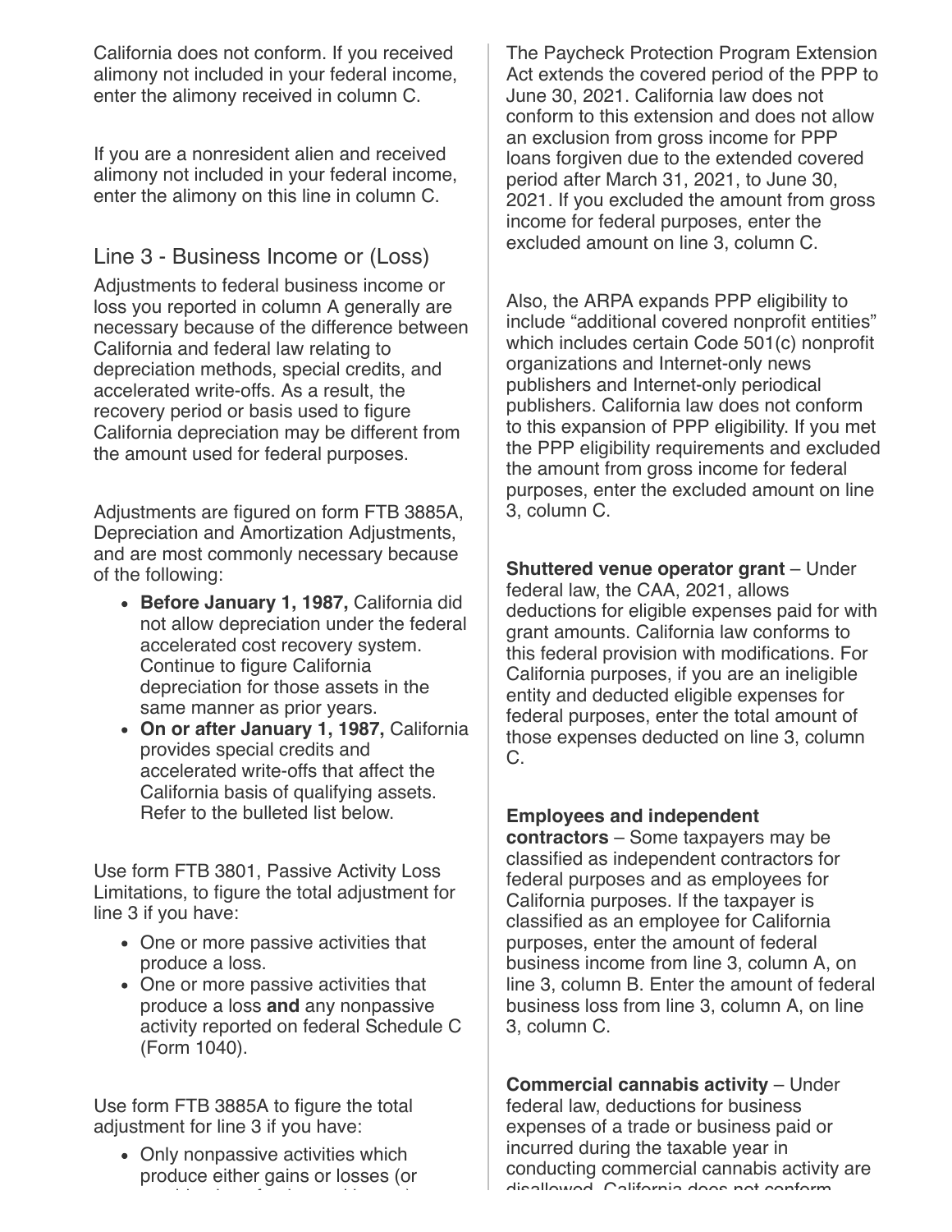California does not conform. If you received alimony not included in your federal income, enter the alimony received in column C.

If you are a nonresident alien and received alimony not included in your federal income, enter the alimony on this line in column C.

## Line 3 - Business Income or (Loss)

Adjustments to federal business income or loss you reported in column A generally are necessary because of the difference between California and federal law relating to depreciation methods, special credits, and accelerated write-offs. As a result, the recovery period or basis used to figure California depreciation may be different from the amount used for federal purposes.

Adjustments are figured on form FTB 3885A, Depreciation and Amortization Adjustments, and are most commonly necessary because of the following:

- **Before January 1, 1987,** California did not allow depreciation under the federal accelerated cost recovery system. Continue to figure California depreciation for those assets in the same manner as prior years.
- **On or after January 1, 1987,** California provides special credits and accelerated write-offs that affect the California basis of qualifying assets. Refer to the bulleted list below.

Use form FTB 3801, Passive Activity Loss Limitations, to figure the total adjustment for line 3 if you have:

- One or more passive activities that produce a loss.
- One or more passive activities that produce a loss **and** any nonpassive activity reported on federal Schedule C (Form 1040).

Use form FTB 3885A to figure the total adjustment for line 3 if you have:

- Only nonpassive activities which produce either gains or losses (or

The Paycheck Protection Program Extension Act extends the covered period of the PPP to June 30, 2021. California law does not conform to this extension and does not allow an exclusion from gross income for PPP loans forgiven due to the extended covered period after March 31, 2021, to June 30, 2021. If you excluded the amount from gross income for federal purposes, enter the excluded amount on line 3, column C.

Also, the ARPA expands PPP eligibility to include "additional covered nonprofit entities" which includes certain Code 501(c) nonprofit organizations and Internet-only news publishers and Internet-only periodical publishers. California law does not conform to this expansion of PPP eligibility. If you met the PPP eligibility requirements and excluded the amount from gross income for federal purposes, enter the excluded amount on line 3, column C.

**Shuttered venue operator grant** – Under federal law, the CAA, 2021, allows deductions for eligible expenses paid for with grant amounts. California law conforms to this federal provision with modifications. For California purposes, if you are an ineligible entity and deducted eligible expenses for federal purposes, enter the total amount of those expenses deducted on line 3, column C.

**Employees and independent contractors** – Some taxpayers may be classified as independent contractors for federal purposes and as employees for California purposes. If the taxpayer is classified as an employee for California purposes, enter the amount of federal business income from line 3, column A, on line 3, column B. Enter the amount of federal business loss from line 3, column A, on line 3, column C.

**Commercial cannabis activity** – Under federal law, deductions for business expenses of a trade or business paid or incurred during the taxable year in conducting commercial cannabis activity are disallowed. California does not conform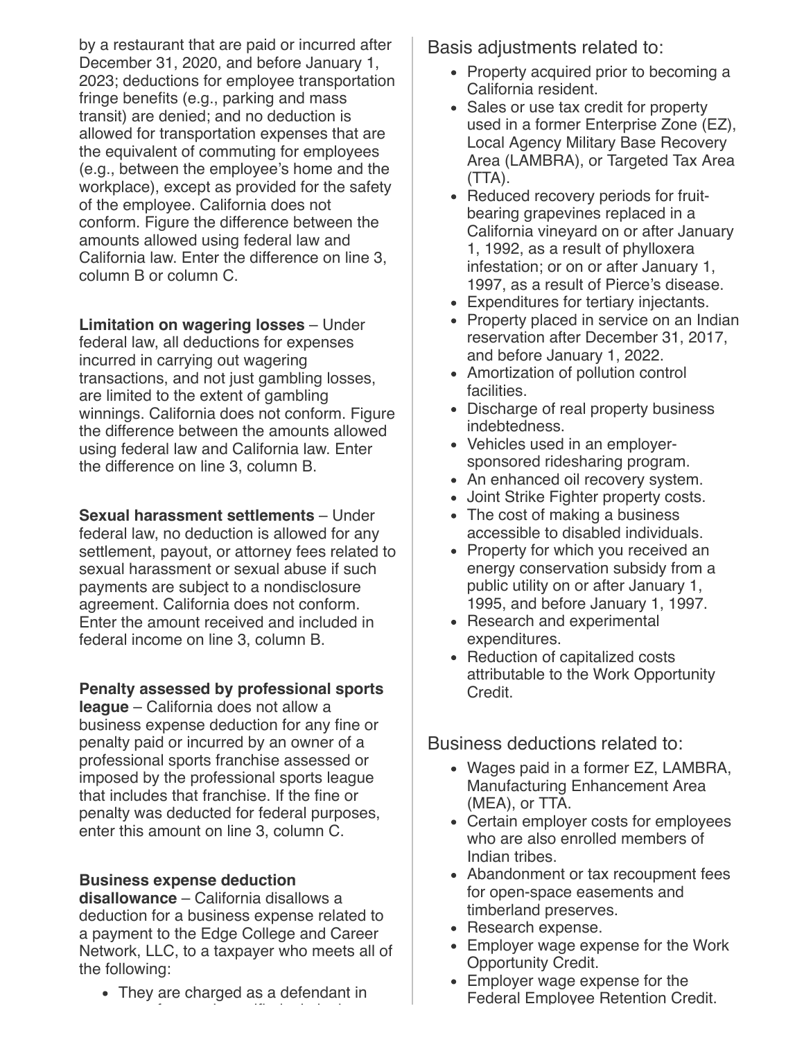by a restaurant that are paid or incurred after December 31, 2020, and before January 1, 2023; deductions for employee transportation fringe benefits (e.g., parking and mass transit) are denied; and no deduction is allowed for transportation expenses that are the equivalent of commuting for employees (e.g., between the employee's home and the workplace), except as provided for the safety of the employee. California does not conform. Figure the difference between the amounts allowed using federal law and California law. Enter the difference on line 3, column B or column C.

**Limitation on wagering losses** – Under federal law, all deductions for expenses incurred in carrying out wagering transactions, and not just gambling losses, are limited to the extent of gambling winnings. California does not conform. Figure the difference between the amounts allowed using federal law and California law. Enter the difference on line 3, column B.

**Sexual harassment settlements** – Under federal law, no deduction is allowed for any settlement, payout, or attorney fees related to sexual harassment or sexual abuse if such payments are subject to a nondisclosure agreement. California does not conform. Enter the amount received and included in federal income on line 3, column B.

**Penalty assessed by professional sports league** – California does not allow a business expense deduction for any fine or penalty paid or incurred by an owner of a professional sports franchise assessed or imposed by the professional sports league that includes that franchise. If the fine or penalty was deducted for federal purposes, enter this amount on line 3, column C.

**Business expense deduction disallowance** – California disallows a deduction for a business expense related to a payment to the Edge College and Career Network, LLC, to a taxpayer who meets all of the following:

- They are charged as a defendant in

## Basis adjustments related to:

- Property acquired prior to becoming a California resident.
- Sales or use tax credit for property used in a former Enterprise Zone (EZ), Local Agency Military Base Recovery Area (LAMBRA), or Targeted Tax Area (TTA).
- Reduced recovery periods for fruit-bearing grapevines replaced in a California vineyard on or after January 1, 1992, as a result of phylloxera infestation; or on or after January 1, 1997, as a result of Pierce's disease.
- Expenditures for tertiary injectants.
- Property placed in service on an Indian reservation after December 31, 2017, and before January 1, 2022.
- Amortization of pollution control facilities.
- Discharge of real property business indebtedness.
- Vehicles used in an employer-sponsored ridesharing program.
- An enhanced oil recovery system.
- Joint Strike Fighter property costs.
- The cost of making a business accessible to disabled individuals.
- Property for which you received an energy conservation subsidy from a public utility on or after January 1, 1995, and before January 1, 1997.
- Research and experimental expenditures.
- Reduction of capitalized costs attributable to the Work Opportunity Credit.

## Business deductions related to:

- Wages paid in a former EZ, LAMBRA, Manufacturing Enhancement Area (MEA), or TTA.
- Certain employer costs for employees who are also enrolled members of Indian tribes.
- Abandonment or tax recoupment fees for open-space easements and timberland preserves.
- Research expense.
- Employer wage expense for the Work Opportunity Credit.
- Employer wage expense for the Federal Employee Retention Credit.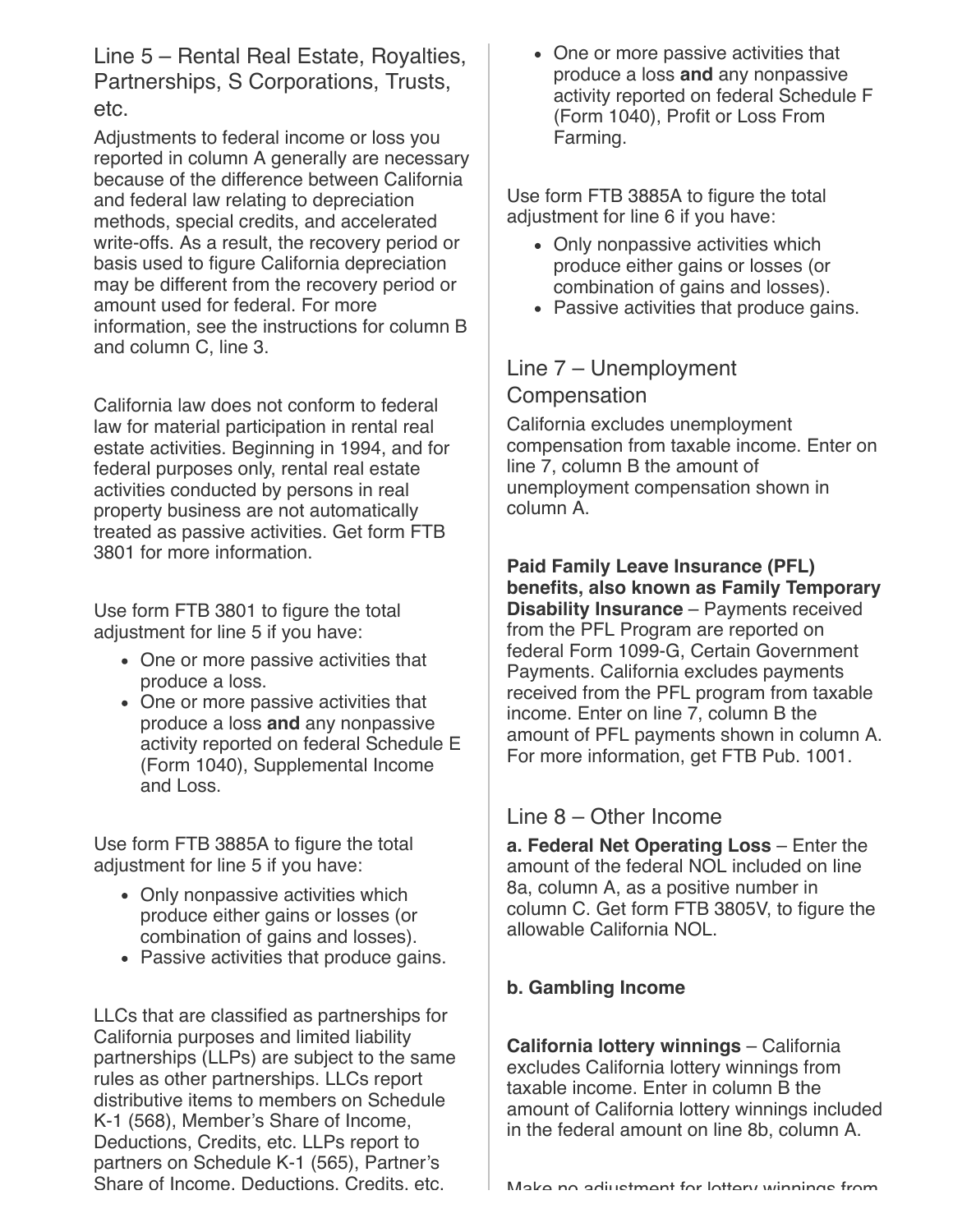## Line 5 – Rental Real Estate, Royalties, Partnerships, S Corporations, Trusts, etc.

Adjustments to federal income or loss you reported in column A generally are necessary because of the difference between California and federal law relating to depreciation methods, special credits, and accelerated write-offs. As a result, the recovery period or basis used to figure California depreciation may be different from the recovery period or amount used for federal. For more information, see the instructions for column B and column C, line 3.

California law does not conform to federal law for material participation in rental real estate activities. Beginning in 1994, and for federal purposes only, rental real estate activities conducted by persons in real property business are not automatically treated as passive activities. Get form FTB 3801 for more information.

Use form FTB 3801 to figure the total adjustment for line 5 if you have:

- One or more passive activities that produce a loss.
- One or more passive activities that produce a loss **and** any nonpassive activity reported on federal Schedule E (Form 1040), Supplemental Income and Loss.

Use form FTB 3885A to figure the total adjustment for line 5 if you have:

- Only nonpassive activities which produce either gains or losses (or combination of gains and losses).
- Passive activities that produce gains.

LLCs that are classified as partnerships for California purposes and limited liability partnerships (LLPs) are subject to the same rules as other partnerships. LLCs report distributive items to members on Schedule K-1 (568), Member's Share of Income, Deductions, Credits, etc. LLPs report to partners on Schedule K-1 (565), Partner's Share of Income, Deductions, Credits, etc.

- One or more passive activities that produce a loss **and** any nonpassive activity reported on federal Schedule F (Form 1040), Profit or Loss From Farming.

Use form FTB 3885A to figure the total adjustment for line 6 if you have:

- Only nonpassive activities which produce either gains or losses (or combination of gains and losses).
- Passive activities that produce gains.

## Line 7 – Unemployment Compensation

California excludes unemployment compensation from taxable income. Enter on line 7, column B the amount of unemployment compensation shown in column A.

**Paid Family Leave Insurance (PFL) benefits, also known as Family Temporary Disability Insurance** – Payments received from the PFL Program are reported on federal Form 1099-G, Certain Government Payments. California excludes payments received from the PFL program from taxable income. Enter on line 7, column B the amount of PFL payments shown in column A. For more information, get FTB Pub. 1001.

## Line 8 – Other Income

**a. Federal Net Operating Loss** – Enter the amount of the federal NOL included on line 8a, column A, as a positive number in column C. Get form FTB 3805V, to figure the allowable California NOL.

**b. Gambling Income**

**California lottery winnings** – California excludes California lottery winnings from taxable income. Enter in column B the amount of California lottery winnings included in the federal amount on line 8b, column A.

Make no adjustment for lottery winnings from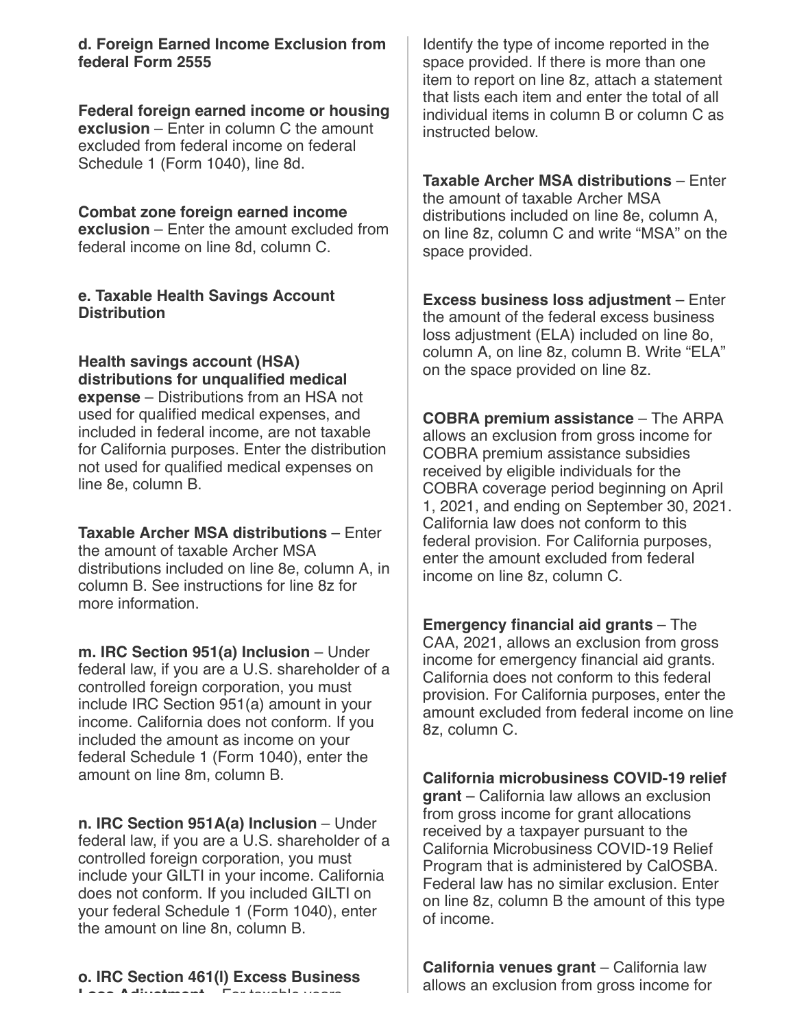**d. Foreign Earned Income Exclusion from federal Form 2555**

**Federal foreign earned income or housing exclusion** – Enter in column C the amount excluded from federal income on federal Schedule 1 (Form 1040), line 8d.

**Combat zone foreign earned income exclusion** – Enter the amount excluded from federal income on line 8d, column C.

**e. Taxable Health Savings Account Distribution**

**Health savings account (HSA) distributions for unqualified medical expense** – Distributions from an HSA not used for qualified medical expenses, and included in federal income, are not taxable for California purposes. Enter the distribution not used for qualified medical expenses on line 8e, column B.

**Taxable Archer MSA distributions** – Enter the amount of taxable Archer MSA distributions included on line 8e, column A, in column B. See instructions for line 8z for more information.

**m. IRC Section 951(a) Inclusion** – Under federal law, if you are a U.S. shareholder of a controlled foreign corporation, you must include IRC Section 951(a) amount in your income. California does not conform. If you included the amount as income on your federal Schedule 1 (Form 1040), enter the amount on line 8m, column B.

**n. IRC Section 951A(a) Inclusion** – Under federal law, if you are a U.S. shareholder of a controlled foreign corporation, you must include your GILTI in your income. California does not conform. If you included GILTI on your federal Schedule 1 (Form 1040), enter the amount on line 8n, column B.

**o. IRC Section 461(l) Excess Business Loss Adjustment** – For taxable years

Identify the type of income reported in the space provided. If there is more than one item to report on line 8z, attach a statement that lists each item and enter the total of all individual items in column B or column C as instructed below.

**Taxable Archer MSA distributions** – Enter the amount of taxable Archer MSA distributions included on line 8e, column A, on line 8z, column C and write "MSA" on the space provided.

**Excess business loss adjustment** – Enter the amount of the federal excess business loss adjustment (ELA) included on line 8o, column A, on line 8z, column B. Write "ELA" on the space provided on line 8z.

**COBRA premium assistance** – The ARPA allows an exclusion from gross income for COBRA premium assistance subsidies received by eligible individuals for the COBRA coverage period beginning on April 1, 2021, and ending on September 30, 2021. California law does not conform to this federal provision. For California purposes, enter the amount excluded from federal income on line 8z, column C.

**Emergency financial aid grants** – The CAA, 2021, allows an exclusion from gross income for emergency financial aid grants. California does not conform to this federal provision. For California purposes, enter the amount excluded from federal income on line 8z, column C.

**California microbusiness COVID-19 relief grant** – California law allows an exclusion from gross income for grant allocations received by a taxpayer pursuant to the California Microbusiness COVID-19 Relief Program that is administered by CalOSBA. Federal law has no similar exclusion. Enter on line 8z, column B the amount of this type of income.

**California venues grant** – California law allows an exclusion from gross income for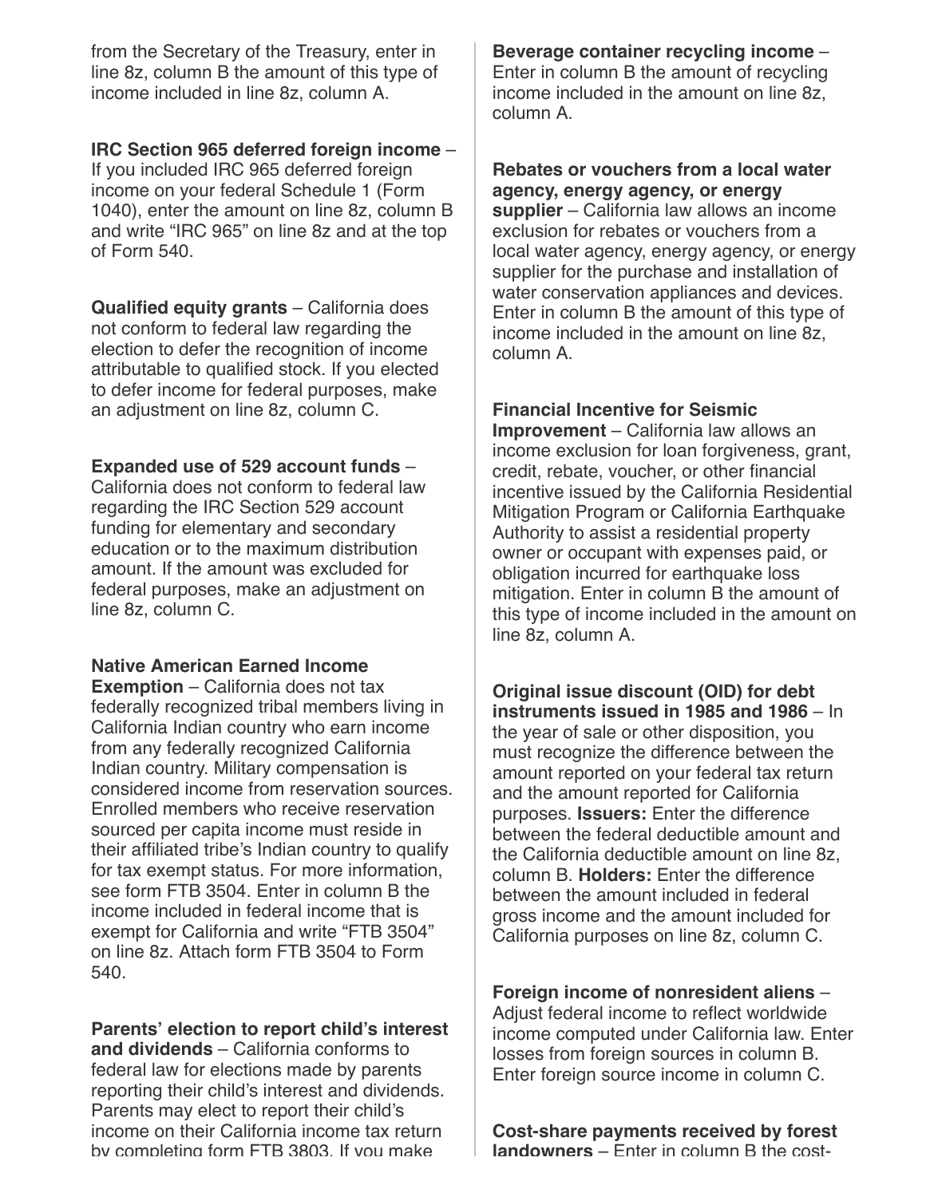from the Secretary of the Treasury, enter in line 8z, column B the amount of this type of income included in line 8z, column A.

**IRC Section 965 deferred foreign income** – If you included IRC 965 deferred foreign income on your federal Schedule 1 (Form 1040), enter the amount on line 8z, column B and write "IRC 965" on line 8z and at the top of Form 540.

**Qualified equity grants** – California does not conform to federal law regarding the election to defer the recognition of income attributable to qualified stock. If you elected to defer income for federal purposes, make an adjustment on line 8z, column C.

**Expanded use of 529 account funds** – California does not conform to federal law regarding the IRC Section 529 account funding for elementary and secondary education or to the maximum distribution amount. If the amount was excluded for federal purposes, make an adjustment on line 8z, column C.

**Native American Earned Income Exemption** – California does not tax federally recognized tribal members living in California Indian country who earn income from any federally recognized California Indian country. Military compensation is considered income from reservation sources. Enrolled members who receive reservation sourced per capita income must reside in their affiliated tribe's Indian country to qualify for tax exempt status. For more information, see form FTB 3504. Enter in column B the income included in federal income that is exempt for California and write "FTB 3504" on line 8z. Attach form FTB 3504 to Form 540.

**Parents' election to report child's interest and dividends** – California conforms to federal law for elections made by parents reporting their child's interest and dividends. Parents may elect to report their child's income on their California income tax return by completing form FTB 3803. If you make

**Beverage container recycling income** – Enter in column B the amount of recycling income included in the amount on line 8z, column A.

**Rebates or vouchers from a local water agency, energy agency, or energy supplier** – California law allows an income exclusion for rebates or vouchers from a local water agency, energy agency, or energy supplier for the purchase and installation of water conservation appliances and devices. Enter in column B the amount of this type of income included in the amount on line 8z, column A.

**Financial Incentive for Seismic Improvement** – California law allows an income exclusion for loan forgiveness, grant, credit, rebate, voucher, or other financial incentive issued by the California Residential Mitigation Program or California Earthquake Authority to assist a residential property owner or occupant with expenses paid, or obligation incurred for earthquake loss mitigation. Enter in column B the amount of this type of income included in the amount on line 8z, column A.

**Original issue discount (OID) for debt instruments issued in 1985 and 1986** – In the year of sale or other disposition, you must recognize the difference between the amount reported on your federal tax return and the amount reported for California purposes. **Issuers:** Enter the difference between the federal deductible amount and the California deductible amount on line 8z, column B. **Holders:** Enter the difference between the amount included in federal gross income and the amount included for California purposes on line 8z, column C.

**Foreign income of nonresident aliens** – Adjust federal income to reflect worldwide income computed under California law. Enter losses from foreign sources in column B. Enter foreign source income in column C.

**Cost-share payments received by forest landowners** – Enter in column B the cost-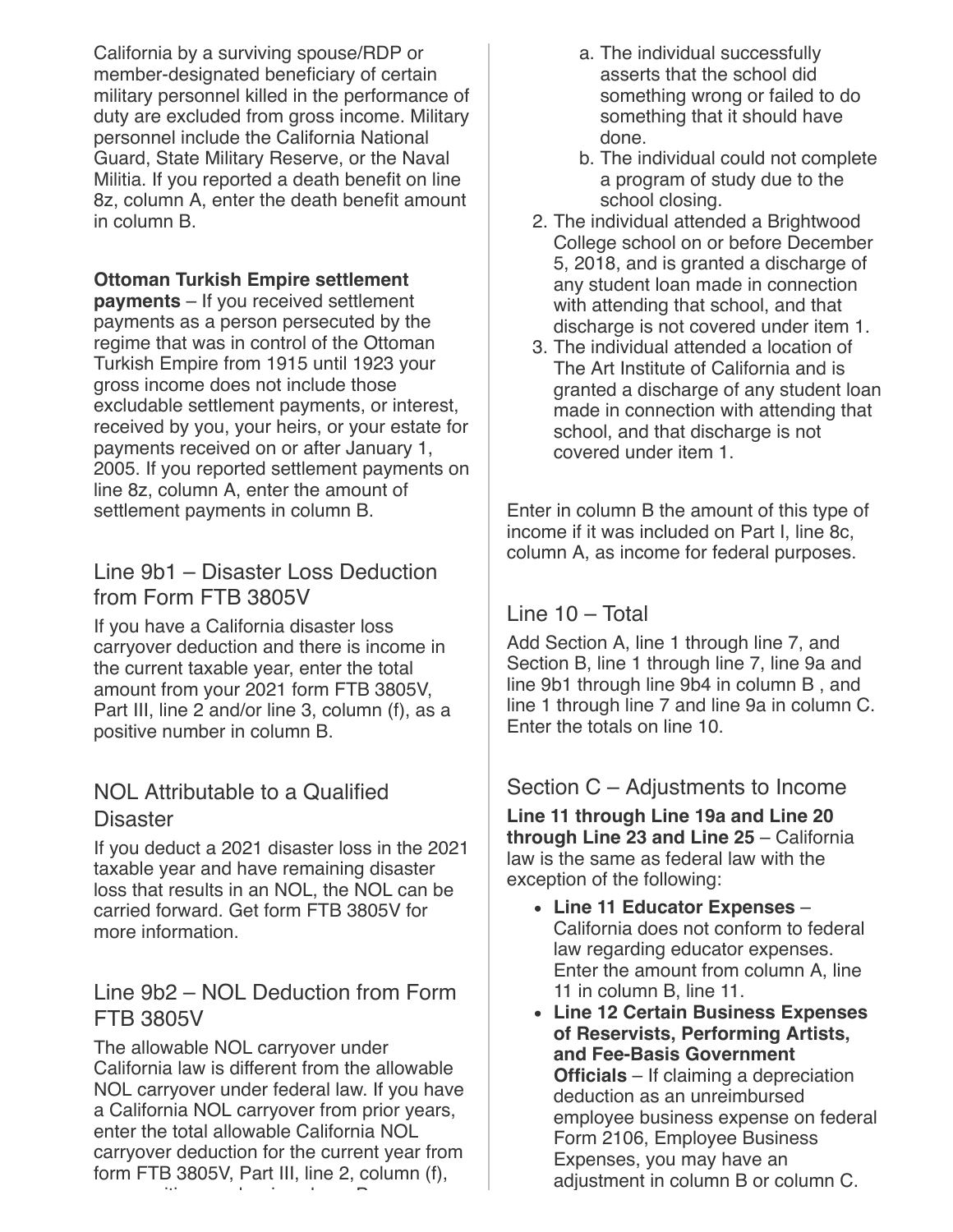California by a surviving spouse/RDP or member-designated beneficiary of certain military personnel killed in the performance of duty are excluded from gross income. Military personnel include the California National Guard, State Military Reserve, or the Naval Militia. If you reported a death benefit on line 8z, column A, enter the death benefit amount in column B.

**Ottoman Turkish Empire settlement payments** – If you received settlement payments as a person persecuted by the regime that was in control of the Ottoman Turkish Empire from 1915 until 1923 your gross income does not include those excludable settlement payments, or interest, received by you, your heirs, or your estate for payments received on or after January 1, 2005. If you reported settlement payments on line 8z, column A, enter the amount of settlement payments in column B.

## Line 9b1 – Disaster Loss Deduction from Form FTB 3805V

If you have a California disaster loss carryover deduction and there is income in the current taxable year, enter the total amount from your 2021 form FTB 3805V, Part III, line 2 and/or line 3, column (f), as a positive number in column B.

## NOL Attributable to a Qualified Disaster

If you deduct a 2021 disaster loss in the 2021 taxable year and have remaining disaster loss that results in an NOL, the NOL can be carried forward. Get form FTB 3805V for more information.

## Line 9b2 – NOL Deduction from Form FTB 3805V

The allowable NOL carryover under California law is different from the allowable NOL carryover under federal law. If you have a California NOL carryover from prior years, enter the total allowable California NOL carryover deduction for the current year from form FTB 3805V, Part III, line 2, column (f), as a positive number in column B.

   a. The individual successfully asserts that the school did something wrong or failed to do something that it should have done.
   b. The individual could not complete a program of study due to the school closing.
2. The individual attended a Brightwood College school on or before December 5, 2018, and is granted a discharge of any student loan made in connection with attending that school, and that discharge is not covered under item 1.
3. The individual attended a location of The Art Institute of California and is granted a discharge of any student loan made in connection with attending that school, and that discharge is not covered under item 1.

Enter in column B the amount of this type of income if it was included on Part I, line 8c, column A, as income for federal purposes.

## Line 10 – Total

Add Section A, line 1 through line 7, and Section B, line 1 through line 7, line 9a and line 9b1 through line 9b4 in column B , and line 1 through line 7 and line 9a in column C. Enter the totals on line 10.

## Section C – Adjustments to Income

**Line 11 through Line 19a and Line 20 through Line 23 and Line 25** – California law is the same as federal law with the exception of the following:

- **Line 11 Educator Expenses** – California does not conform to federal law regarding educator expenses. Enter the amount from column A, line 11 in column B, line 11.
- **Line 12 Certain Business Expenses of Reservists, Performing Artists, and Fee-Basis Government Officials** – If claiming a depreciation deduction as an unreimbursed employee business expense on federal Form 2106, Employee Business Expenses, you may have an adjustment in column B or column C.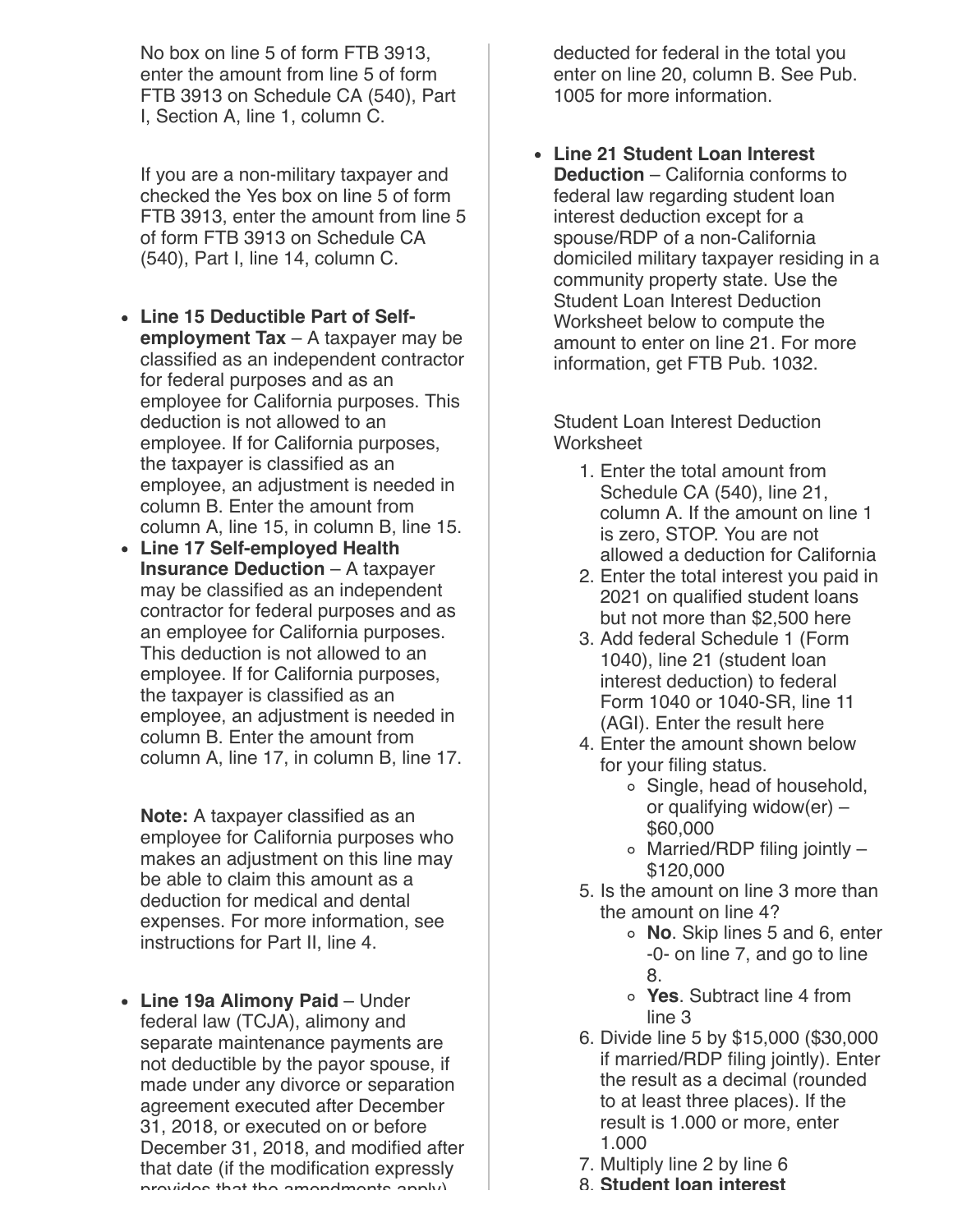No box on line 5 of form FTB 3913, enter the amount from line 5 of form FTB 3913 on Schedule CA (540), Part I, Section A, line 1, column C.

If you are a non-military taxpayer and checked the Yes box on line 5 of form FTB 3913, enter the amount from line 5 of form FTB 3913 on Schedule CA (540), Part I, line 14, column C.

- **Line 15 Deductible Part of Self-employment Tax** – A taxpayer may be classified as an independent contractor for federal purposes and as an employee for California purposes. This deduction is not allowed to an employee. If for California purposes, the taxpayer is classified as an employee, an adjustment is needed in column B. Enter the amount from column A, line 15, in column B, line 15.
- **Line 17 Self-employed Health Insurance Deduction** – A taxpayer may be classified as an independent contractor for federal purposes and as an employee for California purposes. This deduction is not allowed to an employee. If for California purposes, the taxpayer is classified as an employee, an adjustment is needed in column B. Enter the amount from column A, line 17, in column B, line 17.

  **Note:** A taxpayer classified as an employee for California purposes who makes an adjustment on this line may be able to claim this amount as a deduction for medical and dental expenses. For more information, see instructions for Part II, line 4.

- **Line 19a Alimony Paid** – Under federal law (TCJA), alimony and separate maintenance payments are not deductible by the payor spouse, if made under any divorce or separation agreement executed after December 31, 2018, or executed on or before December 31, 2018, and modified after that date (if the modification expressly provides that the amendments apply) deducted for federal in the total you enter on line 20, column B. See Pub. 1005 for more information.

- **Line 21 Student Loan Interest Deduction** – California conforms to federal law regarding student loan interest deduction except for a spouse/RDP of a non-California domiciled military taxpayer residing in a community property state. Use the Student Loan Interest Deduction Worksheet below to compute the amount to enter on line 21. For more information, get FTB Pub. 1032.

  Student Loan Interest Deduction Worksheet

  1. Enter the total amount from Schedule CA (540), line 21, column A. If the amount on line 1 is zero, STOP. You are not allowed a deduction for California
  2. Enter the total interest you paid in 2021 on qualified student loans but not more than $2,500 here
  3. Add federal Schedule 1 (Form 1040), line 21 (student loan interest deduction) to federal Form 1040 or 1040-SR, line 11 (AGI). Enter the result here
  4. Enter the amount shown below for your filing status.
     - Single, head of household, or qualifying widow(er) – $60,000
     - Married/RDP filing jointly – $120,000
  5. Is the amount on line 3 more than the amount on line 4?
     - **No**. Skip lines 5 and 6, enter -0- on line 7, and go to line 8.
     - **Yes**. Subtract line 4 from line 3
  6. Divide line 5 by $15,000 ($30,000 if married/RDP filing jointly). Enter the result as a decimal (rounded to at least three places). If the result is 1.000 or more, enter 1.000
  7. Multiply line 2 by line 6
  8. **Student loan interest**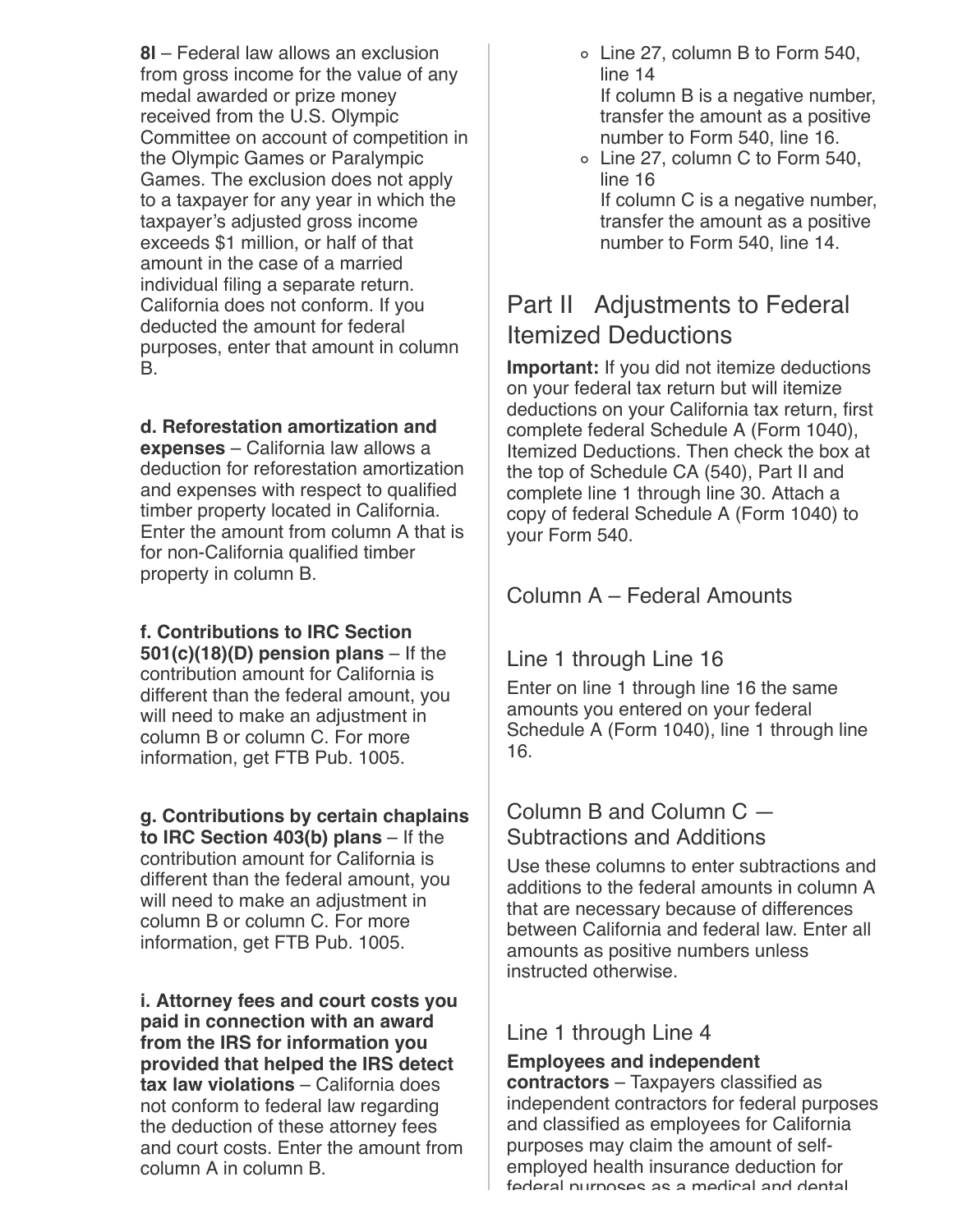**8l** – Federal law allows an exclusion from gross income for the value of any medal awarded or prize money received from the U.S. Olympic Committee on account of competition in the Olympic Games or Paralympic Games. The exclusion does not apply to a taxpayer for any year in which the taxpayer's adjusted gross income exceeds $1 million, or half of that amount in the case of a married individual filing a separate return. California does not conform. If you deducted the amount for federal purposes, enter that amount in column B.

**d. Reforestation amortization and expenses** – California law allows a deduction for reforestation amortization and expenses with respect to qualified timber property located in California. Enter the amount from column A that is for non-California qualified timber property in column B.

**f. Contributions to IRC Section 501(c)(18)(D) pension plans** – If the contribution amount for California is different than the federal amount, you will need to make an adjustment in column B or column C. For more information, get FTB Pub. 1005.

**g. Contributions by certain chaplains to IRC Section 403(b) plans** – If the contribution amount for California is different than the federal amount, you will need to make an adjustment in column B or column C. For more information, get FTB Pub. 1005.

**i. Attorney fees and court costs you paid in connection with an award from the IRS for information you provided that helped the IRS detect tax law violations** – California does not conform to federal law regarding the deduction of these attorney fees and court costs. Enter the amount from column A in column B.

- Line 27, column B to Form 540, line 14
  If column B is a negative number, transfer the amount as a positive number to Form 540, line 16.
- Line 27, column C to Form 540, line 16
  If column C is a negative number, transfer the amount as a positive number to Form 540, line 14.

## Part II Adjustments to Federal Itemized Deductions

**Important:** If you did not itemize deductions on your federal tax return but will itemize deductions on your California tax return, first complete federal Schedule A (Form 1040), Itemized Deductions. Then check the box at the top of Schedule CA (540), Part II and complete line 1 through line 30. Attach a copy of federal Schedule A (Form 1040) to your Form 540.

### Column A – Federal Amounts

### Line 1 through Line 16

Enter on line 1 through line 16 the same amounts you entered on your federal Schedule A (Form 1040), line 1 through line 16.

### Column B and Column C — Subtractions and Additions

Use these columns to enter subtractions and additions to the federal amounts in column A that are necessary because of differences between California and federal law. Enter all amounts as positive numbers unless instructed otherwise.

### Line 1 through Line 4

**Employees and independent contractors** – Taxpayers classified as independent contractors for federal purposes and classified as employees for California purposes may claim the amount of self-employed health insurance deduction for federal purposes as a medical and dental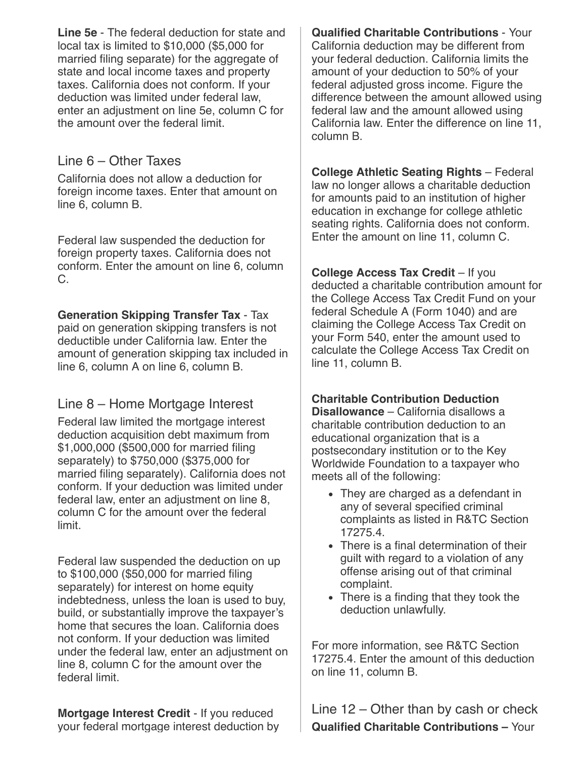**Line 5e** - The federal deduction for state and local tax is limited to $10,000 ($5,000 for married filing separate) for the aggregate of state and local income taxes and property taxes. California does not conform. If your deduction was limited under federal law, enter an adjustment on line 5e, column C for the amount over the federal limit.

## Line 6 – Other Taxes

California does not allow a deduction for foreign income taxes. Enter that amount on line 6, column B.

Federal law suspended the deduction for foreign property taxes. California does not conform. Enter the amount on line 6, column C.

**Generation Skipping Transfer Tax** - Tax paid on generation skipping transfers is not deductible under California law. Enter the amount of generation skipping tax included in line 6, column A on line 6, column B.

## Line 8 – Home Mortgage Interest

Federal law limited the mortgage interest deduction acquisition debt maximum from $1,000,000 ($500,000 for married filing separately) to $750,000 ($375,000 for married filing separately). California does not conform. If your deduction was limited under federal law, enter an adjustment on line 8, column C for the amount over the federal limit.

Federal law suspended the deduction on up to $100,000 ($50,000 for married filing separately) for interest on home equity indebtedness, unless the loan is used to buy, build, or substantially improve the taxpayer's home that secures the loan. California does not conform. If your deduction was limited under the federal law, enter an adjustment on line 8, column C for the amount over the federal limit.

**Mortgage Interest Credit** - If you reduced your federal mortgage interest deduction by

**Qualified Charitable Contributions** - Your California deduction may be different from your federal deduction. California limits the amount of your deduction to 50% of your federal adjusted gross income. Figure the difference between the amount allowed using federal law and the amount allowed using California law. Enter the difference on line 11, column B.

**College Athletic Seating Rights** – Federal law no longer allows a charitable deduction for amounts paid to an institution of higher education in exchange for college athletic seating rights. California does not conform. Enter the amount on line 11, column C.

**College Access Tax Credit** – If you deducted a charitable contribution amount for the College Access Tax Credit Fund on your federal Schedule A (Form 1040) and are claiming the College Access Tax Credit on your Form 540, enter the amount used to calculate the College Access Tax Credit on line 11, column B.

**Charitable Contribution Deduction Disallowance** – California disallows a charitable contribution deduction to an educational organization that is a postsecondary institution or to the Key Worldwide Foundation to a taxpayer who meets all of the following:

- They are charged as a defendant in any of several specified criminal complaints as listed in R&TC Section 17275.4.
- There is a final determination of their guilt with regard to a violation of any offense arising out of that criminal complaint.
- There is a finding that they took the deduction unlawfully.

For more information, see R&TC Section 17275.4. Enter the amount of this deduction on line 11, column B.

## Line 12 – Other than by cash or check

**Qualified Charitable Contributions –** Your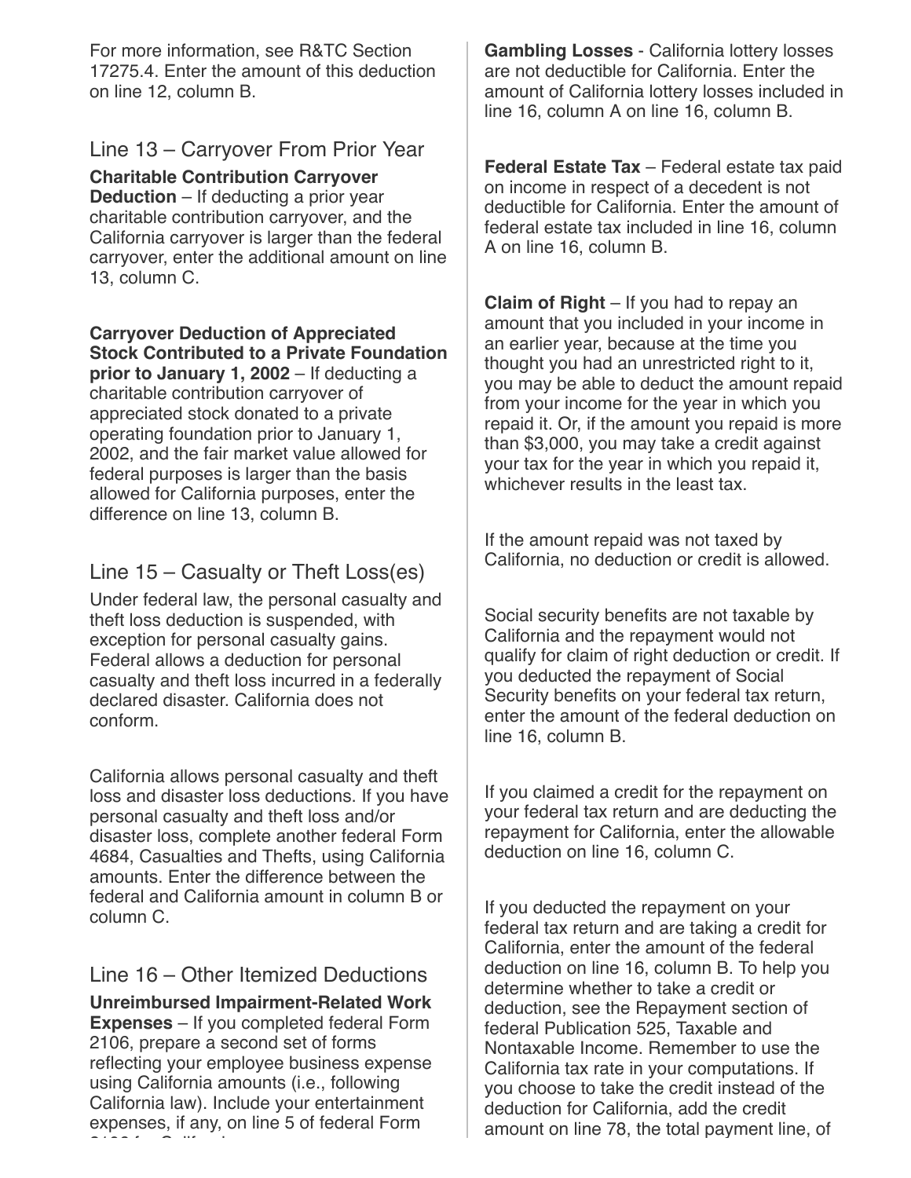For more information, see R&TC Section 17275.4. Enter the amount of this deduction on line 12, column B.

## Line 13 – Carryover From Prior Year

**Charitable Contribution Carryover Deduction** – If deducting a prior year charitable contribution carryover, and the California carryover is larger than the federal carryover, enter the additional amount on line 13, column C.

**Carryover Deduction of Appreciated Stock Contributed to a Private Foundation prior to January 1, 2002** – If deducting a charitable contribution carryover of appreciated stock donated to a private operating foundation prior to January 1, 2002, and the fair market value allowed for federal purposes is larger than the basis allowed for California purposes, enter the difference on line 13, column B.

## Line 15 – Casualty or Theft Loss(es)

Under federal law, the personal casualty and theft loss deduction is suspended, with exception for personal casualty gains. Federal allows a deduction for personal casualty and theft loss incurred in a federally declared disaster. California does not conform.

California allows personal casualty and theft loss and disaster loss deductions. If you have personal casualty and theft loss and/or disaster loss, complete another federal Form 4684, Casualties and Thefts, using California amounts. Enter the difference between the federal and California amount in column B or column C.

## Line 16 – Other Itemized Deductions

**Unreimbursed Impairment-Related Work Expenses** – If you completed federal Form 2106, prepare a second set of forms reflecting your employee business expense using California amounts (i.e., following California law). Include your entertainment expenses, if any, on line 5 of federal Form 2106 for California.

**Gambling Losses** - California lottery losses are not deductible for California. Enter the amount of California lottery losses included in line 16, column A on line 16, column B.

**Federal Estate Tax** – Federal estate tax paid on income in respect of a decedent is not deductible for California. Enter the amount of federal estate tax included in line 16, column A on line 16, column B.

**Claim of Right** – If you had to repay an amount that you included in your income in an earlier year, because at the time you thought you had an unrestricted right to it, you may be able to deduct the amount repaid from your income for the year in which you repaid it. Or, if the amount you repaid is more than $3,000, you may take a credit against your tax for the year in which you repaid it, whichever results in the least tax.

If the amount repaid was not taxed by California, no deduction or credit is allowed.

Social security benefits are not taxable by California and the repayment would not qualify for claim of right deduction or credit. If you deducted the repayment of Social Security benefits on your federal tax return, enter the amount of the federal deduction on line 16, column B.

If you claimed a credit for the repayment on your federal tax return and are deducting the repayment for California, enter the allowable deduction on line 16, column C.

If you deducted the repayment on your federal tax return and are taking a credit for California, enter the amount of the federal deduction on line 16, column B. To help you determine whether to take a credit or deduction, see the Repayment section of federal Publication 525, Taxable and Nontaxable Income. Remember to use the California tax rate in your computations. If you choose to take the credit instead of the deduction for California, add the credit amount on line 78, the total payment line, of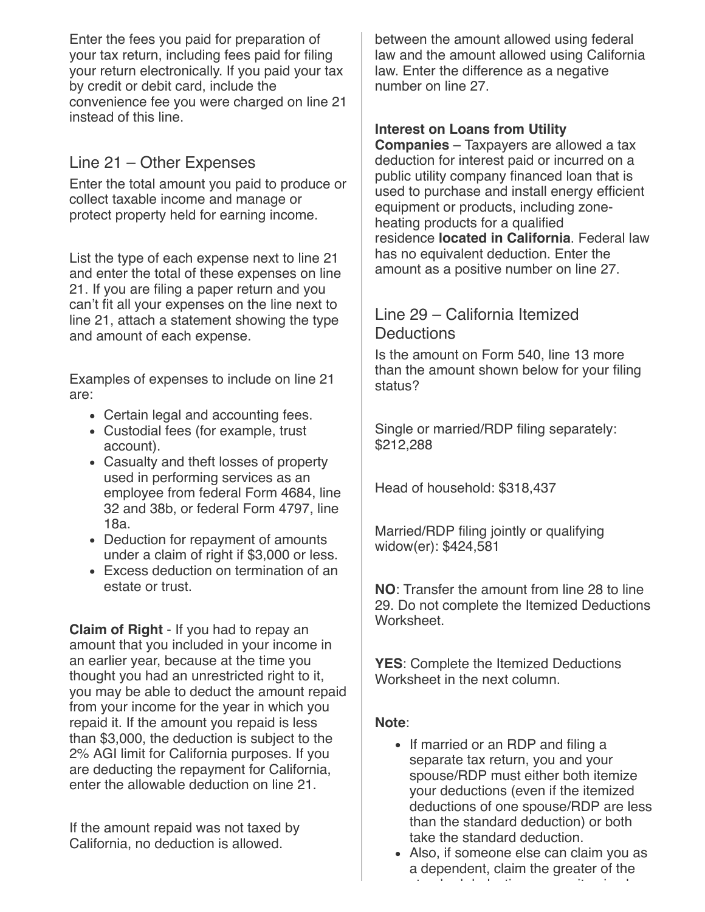Enter the fees you paid for preparation of your tax return, including fees paid for filing your return electronically. If you paid your tax by credit or debit card, include the convenience fee you were charged on line 21 instead of this line.

## Line 21 – Other Expenses

Enter the total amount you paid to produce or collect taxable income and manage or protect property held for earning income.

List the type of each expense next to line 21 and enter the total of these expenses on line 21. If you are filing a paper return and you can't fit all your expenses on the line next to line 21, attach a statement showing the type and amount of each expense.

Examples of expenses to include on line 21 are:

- Certain legal and accounting fees.
- Custodial fees (for example, trust account).
- Casualty and theft losses of property used in performing services as an employee from federal Form 4684, line 32 and 38b, or federal Form 4797, line 18a.
- Deduction for repayment of amounts under a claim of right if $3,000 or less.
- Excess deduction on termination of an estate or trust.

**Claim of Right** - If you had to repay an amount that you included in your income in an earlier year, because at the time you thought you had an unrestricted right to it, you may be able to deduct the amount repaid from your income for the year in which you repaid it. If the amount you repaid is less than $3,000, the deduction is subject to the 2% AGI limit for California purposes. If you are deducting the repayment for California, enter the allowable deduction on line 21.

If the amount repaid was not taxed by California, no deduction is allowed.

between the amount allowed using federal law and the amount allowed using California law. Enter the difference as a negative number on line 27.

**Interest on Loans from Utility Companies** – Taxpayers are allowed a tax deduction for interest paid or incurred on a public utility company financed loan that is used to purchase and install energy efficient equipment or products, including zone-heating products for a qualified residence **located in California**. Federal law has no equivalent deduction. Enter the amount as a positive number on line 27.

## Line 29 – California Itemized Deductions

Is the amount on Form 540, line 13 more than the amount shown below for your filing status?

Single or married/RDP filing separately: $212,288

Head of household: $318,437

Married/RDP filing jointly or qualifying widow(er): $424,581

**NO**: Transfer the amount from line 28 to line 29. Do not complete the Itemized Deductions Worksheet.

**YES**: Complete the Itemized Deductions Worksheet in the next column.

**Note**:

- If married or an RDP and filing a separate tax return, you and your spouse/RDP must either both itemize your deductions (even if the itemized deductions of one spouse/RDP are less than the standard deduction) or both take the standard deduction.
- Also, if someone else can claim you as a dependent, claim the greater of the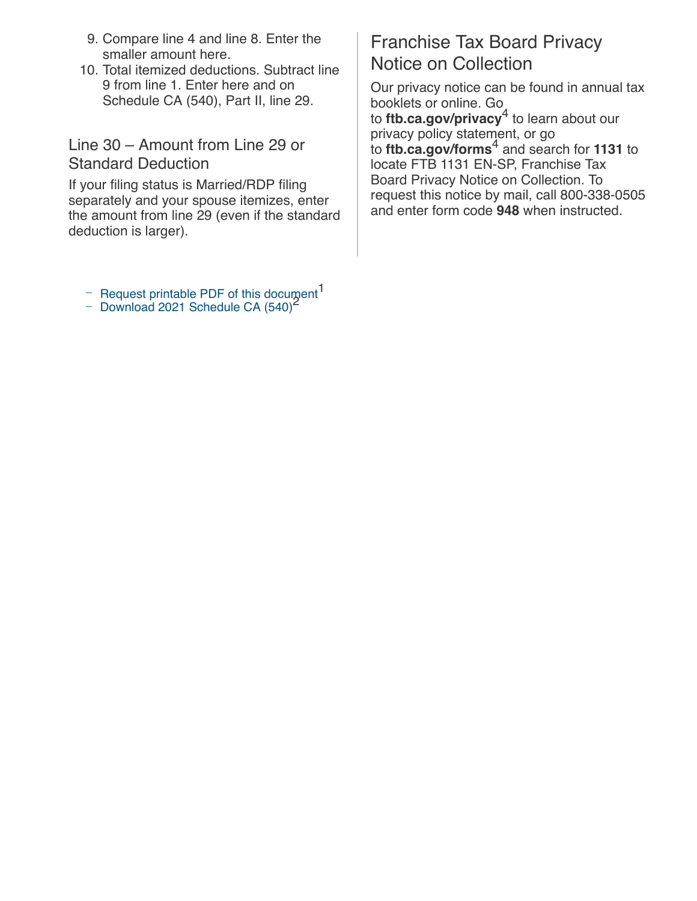9. Compare line 4 and line 8. Enter the smaller amount here.
10. Total itemized deductions. Subtract line 9 from line 1. Enter here and on Schedule CA (540), Part II, line 29.

### Line 30 – Amount from Line 29 or Standard Deduction

If your filing status is Married/RDP filing separately and your spouse itemizes, enter the amount from line 29 (even if the standard deduction is larger).

## Franchise Tax Board Privacy Notice on Collection

Our privacy notice can be found in annual tax booklets or online. Go to **ftb.ca.gov/privacy**[4] to learn about our privacy policy statement, or go to **ftb.ca.gov/forms**[4] and search for **1131** to locate FTB 1131 EN-SP, Franchise Tax Board Privacy Notice on Collection. To request this notice by mail, call 800-338-0505 and enter form code **948** when instructed.

- Request printable PDF of this document[1]
- Download 2021 Schedule CA (540)[2]